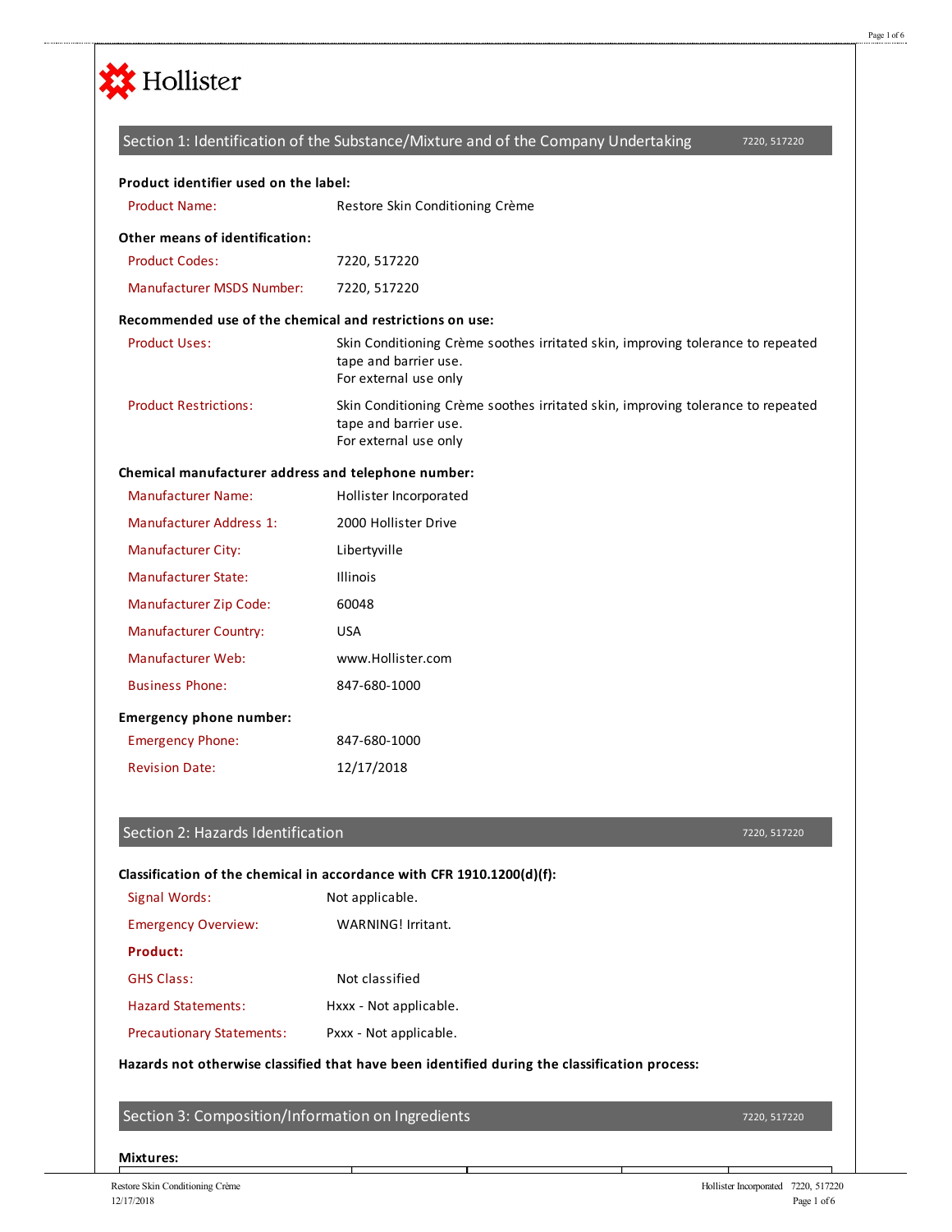Hollister

## Section 1: Identification of the Substance/Mixture and of the Company Undertaking

7220, 517220

**Product identifier used on the label:**

| | |
|---|---|
| Product Name: | Restore Skin Conditioning Crème |

**Other means of identification:**

| | |
|---|---|
| Product Codes: | 7220, 517220 |
| Manufacturer MSDS Number: | 7220, 517220 |

**Recommended use of the chemical and restrictions on use:**

| | |
|---|---|
| Product Uses: | Skin Conditioning Crème soothes irritated skin, improving tolerance to repeated tape and barrier use.<br>For external use only |
| Product Restrictions: | Skin Conditioning Crème soothes irritated skin, improving tolerance to repeated tape and barrier use.<br>For external use only |

**Chemical manufacturer address and telephone number:**

| | |
|---|---|
| Manufacturer Name: | Hollister Incorporated |
| Manufacturer Address 1: | 2000 Hollister Drive |
| Manufacturer City: | Libertyville |
| Manufacturer State: | Illinois |
| Manufacturer Zip Code: | 60048 |
| Manufacturer Country: | USA |
| Manufacturer Web: | www.Hollister.com |
| Business Phone: | 847-680-1000 |

**Emergency phone number:**

| | |
|---|---|
| Emergency Phone: | 847-680-1000 |
| Revision Date: | 12/17/2018 |

## Section 2: Hazards Identification

7220, 517220

**Classification of the chemical in accordance with CFR 1910.1200(d)(f):**

| | |
|---|---|
| Signal Words: | Not applicable. |
| Emergency Overview: | WARNING! Irritant. |

**Product:**

| | |
|---|---|
| GHS Class: | Not classified |
| Hazard Statements: | Hxxx - Not applicable. |
| Precautionary Statements: | Pxxx - Not applicable. |

**Hazards not otherwise classified that have been identified during the classification process:**

## Section 3: Composition/Information on Ingredients

7220, 517220

**Mixtures:**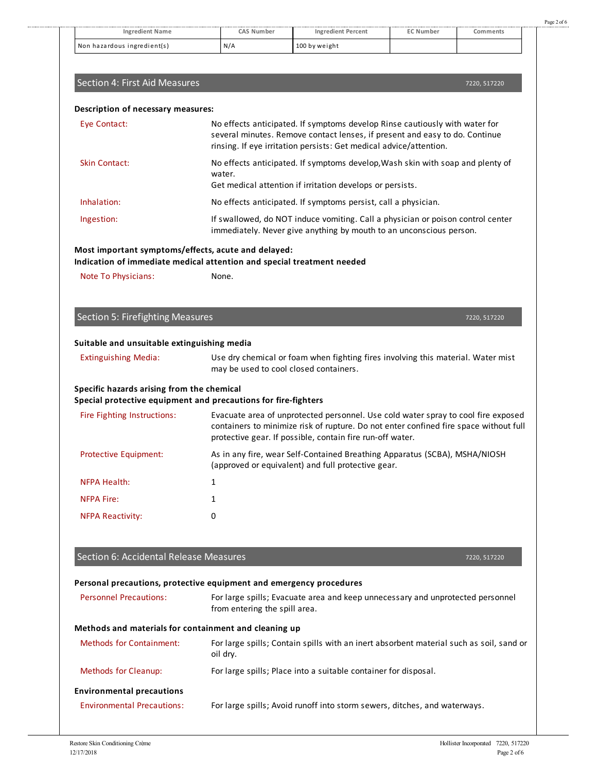| Ingredient Name | CAS Number | Ingredient Percent | EC Number | Comments |
|---|---|---|---|---|
| Non hazardous ingredient(s) | N/A | 100 by weight | | |

## Section 4: First Aid Measures

7220, 517220

**Description of necessary measures:**

| | |
|---|---|
| Eye Contact: | No effects anticipated. If symptoms develop Rinse cautiously with water for several minutes. Remove contact lenses, if present and easy to do. Continue rinsing. If eye irritation persists: Get medical advice/attention. |
| Skin Contact: | No effects anticipated. If symptoms develop,Wash skin with soap and plenty of water. Get medical attention if irritation develops or persists. |
| Inhalation: | No effects anticipated. If symptoms persist, call a physician. |
| Ingestion: | If swallowed, do NOT induce vomiting. Call a physician or poison control center immediately. Never give anything by mouth to an unconscious person. |

**Most important symptoms/effects, acute and delayed:**
**Indication of immediate medical attention and special treatment needed**

| | |
|---|---|
| Note To Physicians: | None. |

## Section 5: Firefighting Measures

7220, 517220

**Suitable and unsuitable extinguishing media**

| | |
|---|---|
| Extinguishing Media: | Use dry chemical or foam when fighting fires involving this material. Water mist may be used to cool closed containers. |

**Specific hazards arising from the chemical**
**Special protective equipment and precautions for fire-fighters**

| | |
|---|---|
| Fire Fighting Instructions: | Evacuate area of unprotected personnel. Use cold water spray to cool fire exposed containers to minimize risk of rupture. Do not enter confined fire space without full protective gear. If possible, contain fire run-off water. |
| Protective Equipment: | As in any fire, wear Self-Contained Breathing Apparatus (SCBA), MSHA/NIOSH (approved or equivalent) and full protective gear. |
| NFPA Health: | 1 |
| NFPA Fire: | 1 |
| NFPA Reactivity: | 0 |

## Section 6: Accidental Release Measures

7220, 517220

**Personal precautions, protective equipment and emergency procedures**

| | |
|---|---|
| Personnel Precautions: | For large spills; Evacuate area and keep unnecessary and unprotected personnel from entering the spill area. |

**Methods and materials for containment and cleaning up**

| | |
|---|---|
| Methods for Containment: | For large spills; Contain spills with an inert absorbent material such as soil, sand or oil dry. |
| Methods for Cleanup: | For large spills; Place into a suitable container for disposal. |

**Environmental precautions**

| | |
|---|---|
| Environmental Precautions: | For large spills; Avoid runoff into storm sewers, ditches, and waterways. |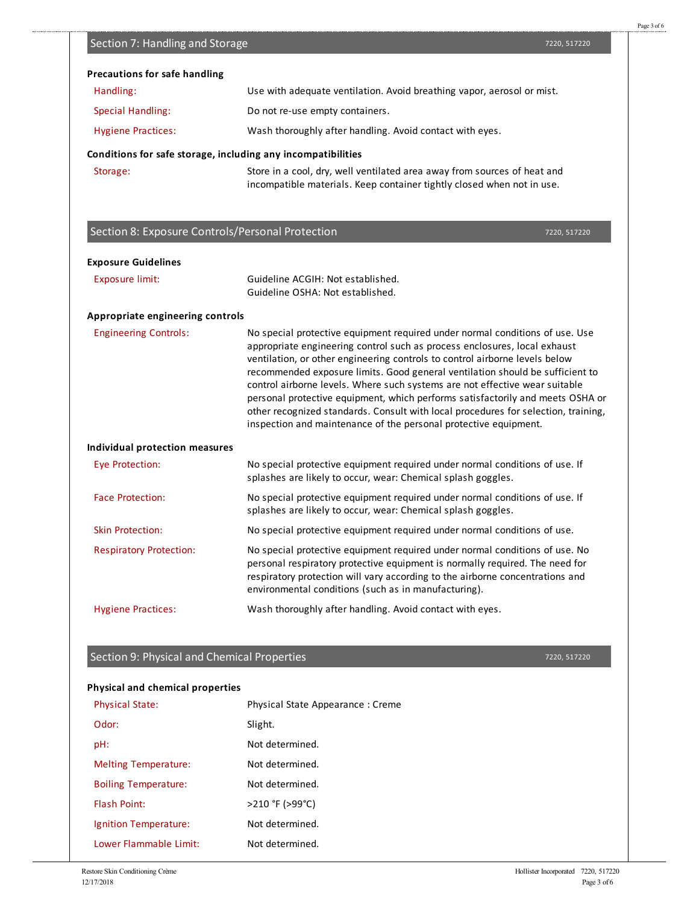## Section 7: Handling and Storage

7220, 517220

**Precautions for safe handling**

| | |
|---|---|
| Handling: | Use with adequate ventilation. Avoid breathing vapor, aerosol or mist. |
| Special Handling: | Do not re-use empty containers. |
| Hygiene Practices: | Wash thoroughly after handling. Avoid contact with eyes. |

**Conditions for safe storage, including any incompatibilities**

| | |
|---|---|
| Storage: | Store in a cool, dry, well ventilated area away from sources of heat and incompatible materials. Keep container tightly closed when not in use. |

## Section 8: Exposure Controls/Personal Protection

7220, 517220

**Exposure Guidelines**

| | |
|---|---|
| Exposure limit: | Guideline ACGIH: Not established.<br>Guideline OSHA: Not established. |

**Appropriate engineering controls**

| | |
|---|---|
| Engineering Controls: | No special protective equipment required under normal conditions of use. Use appropriate engineering control such as process enclosures, local exhaust ventilation, or other engineering controls to control airborne levels below recommended exposure limits. Good general ventilation should be sufficient to control airborne levels. Where such systems are not effective wear suitable personal protective equipment, which performs satisfactorily and meets OSHA or other recognized standards. Consult with local procedures for selection, training, inspection and maintenance of the personal protective equipment. |

**Individual protection measures**

| | |
|---|---|
| Eye Protection: | No special protective equipment required under normal conditions of use. If splashes are likely to occur, wear: Chemical splash goggles. |
| Face Protection: | No special protective equipment required under normal conditions of use. If splashes are likely to occur, wear: Chemical splash goggles. |
| Skin Protection: | No special protective equipment required under normal conditions of use. |
| Respiratory Protection: | No special protective equipment required under normal conditions of use. No personal respiratory protective equipment is normally required. The need for respiratory protection will vary according to the airborne concentrations and environmental conditions (such as in manufacturing). |
| Hygiene Practices: | Wash thoroughly after handling. Avoid contact with eyes. |

## Section 9: Physical and Chemical Properties

7220, 517220

**Physical and chemical properties**

| | |
|---|---|
| Physical State: | Physical State Appearance : Creme |
| Odor: | Slight. |
| pH: | Not determined. |
| Melting Temperature: | Not determined. |
| Boiling Temperature: | Not determined. |
| Flash Point: | >210 °F (>99°C) |
| Ignition Temperature: | Not determined. |
| Lower Flammable Limit: | Not determined. |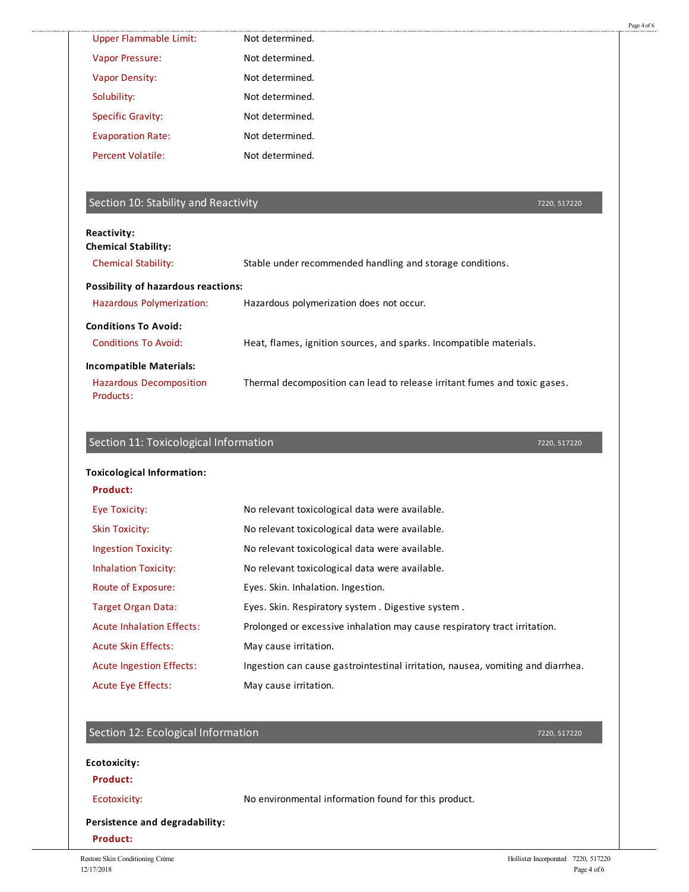| | |
|---|---|
| Upper Flammable Limit: | Not determined. |
| Vapor Pressure: | Not determined. |
| Vapor Density: | Not determined. |
| Solubility: | Not determined. |
| Specific Gravity: | Not determined. |
| Evaporation Rate: | Not determined. |
| Percent Volatile: | Not determined. |

## Section 10: Stability and Reactivity

7220, 517220

**Reactivity:**

**Chemical Stability:**

| | |
|---|---|
| Chemical Stability: | Stable under recommended handling and storage conditions. |

**Possibility of hazardous reactions:**

| | |
|---|---|
| Hazardous Polymerization: | Hazardous polymerization does not occur. |

**Conditions To Avoid:**

| | |
|---|---|
| Conditions To Avoid: | Heat, flames, ignition sources, and sparks. Incompatible materials. |

**Incompatible Materials:**

| | |
|---|---|
| Hazardous Decomposition Products: | Thermal decomposition can lead to release irritant fumes and toxic gases. |

## Section 11: Toxicological Information

7220, 517220

**Toxicological Information:**

**Product:**

| | |
|---|---|
| Eye Toxicity: | No relevant toxicological data were available. |
| Skin Toxicity: | No relevant toxicological data were available. |
| Ingestion Toxicity: | No relevant toxicological data were available. |
| Inhalation Toxicity: | No relevant toxicological data were available. |
| Route of Exposure: | Eyes. Skin. Inhalation. Ingestion. |
| Target Organ Data: | Eyes. Skin. Respiratory system . Digestive system . |
| Acute Inhalation Effects: | Prolonged or excessive inhalation may cause respiratory tract irritation. |
| Acute Skin Effects: | May cause irritation. |
| Acute Ingestion Effects: | Ingestion can cause gastrointestinal irritation, nausea, vomiting and diarrhea. |
| Acute Eye Effects: | May cause irritation. |

## Section 12: Ecological Information

7220, 517220

**Ecotoxicity:**

**Product:**

| | |
|---|---|
| Ecotoxicity: | No environmental information found for this product. |

**Persistence and degradability:**

**Product:**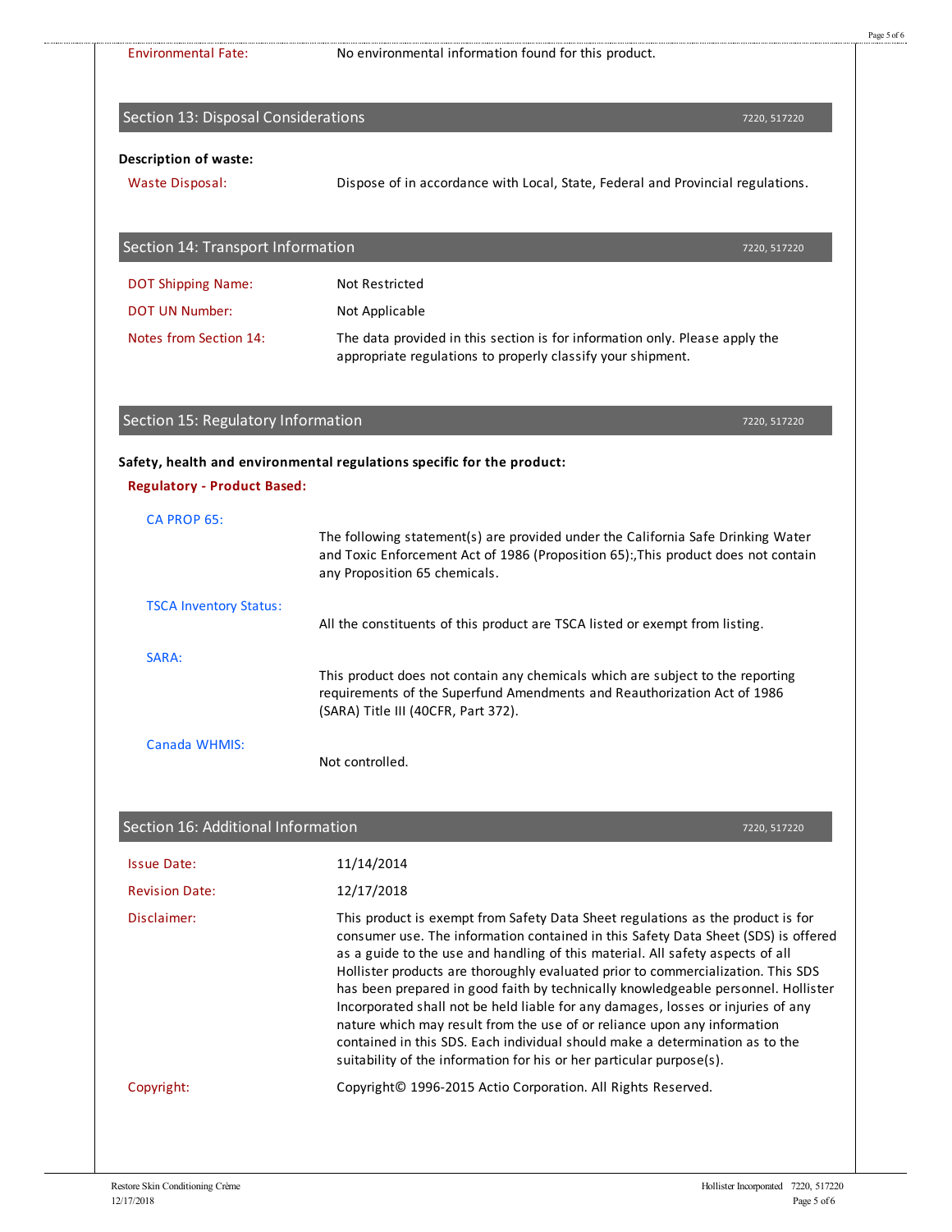Environmental Fate: No environmental information found for this product.

## Section 13: Disposal Considerations

7220, 517220

**Description of waste:**

Waste Disposal: Dispose of in accordance with Local, State, Federal and Provincial regulations.

## Section 14: Transport Information

7220, 517220

DOT Shipping Name: Not Restricted

DOT UN Number: Not Applicable

Notes from Section 14: The data provided in this section is for information only. Please apply the appropriate regulations to properly classify your shipment.

## Section 15: Regulatory Information

7220, 517220

**Safety, health and environmental regulations specific for the product:**

**Regulatory - Product Based:**

CA PROP 65:

The following statement(s) are provided under the California Safe Drinking Water and Toxic Enforcement Act of 1986 (Proposition 65):,This product does not contain any Proposition 65 chemicals.

TSCA Inventory Status:

All the constituents of this product are TSCA listed or exempt from listing.

SARA:

This product does not contain any chemicals which are subject to the reporting requirements of the Superfund Amendments and Reauthorization Act of 1986 (SARA) Title III (40CFR, Part 372).

Canada WHMIS:

Not controlled.

## Section 16: Additional Information

7220, 517220

Issue Date: 11/14/2014

Revision Date: 12/17/2018

Disclaimer: This product is exempt from Safety Data Sheet regulations as the product is for consumer use. The information contained in this Safety Data Sheet (SDS) is offered as a guide to the use and handling of this material. All safety aspects of all Hollister products are thoroughly evaluated prior to commercialization. This SDS has been prepared in good faith by technically knowledgeable personnel. Hollister Incorporated shall not be held liable for any damages, losses or injuries of any nature which may result from the use of or reliance upon any information contained in this SDS. Each individual should make a determination as to the suitability of the information for his or her particular purpose(s).

Copyright: Copyright© 1996-2015 Actio Corporation. All Rights Reserved.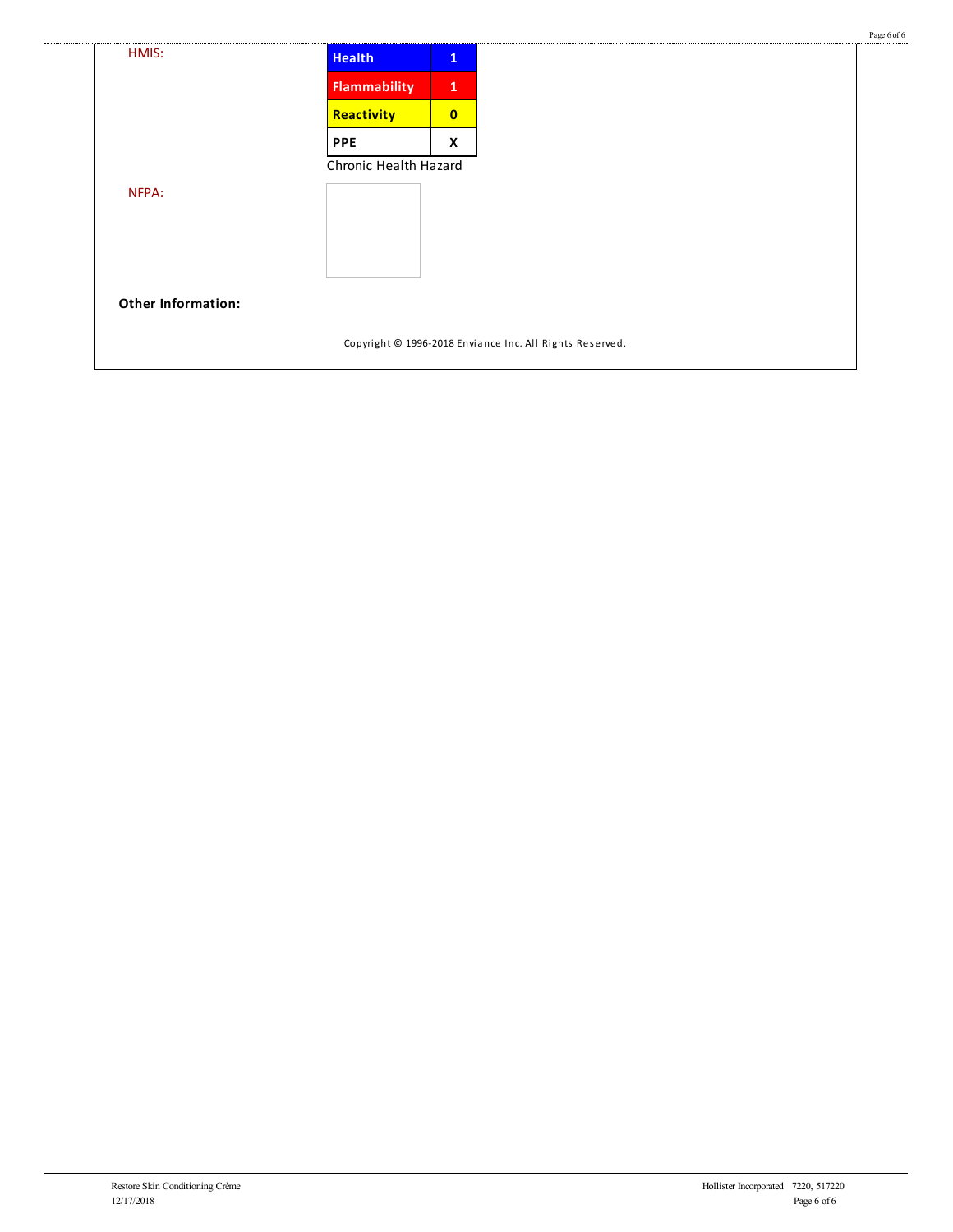HMIS:

| | |
|---|---|
| Health | 1 |
| Flammability | 1 |
| Reactivity | 0 |
| PPE | X |

Chronic Health Hazard

NFPA:

**Other Information:**

Copyright © 1996-2018 Enviance Inc. All Rights Reserved.